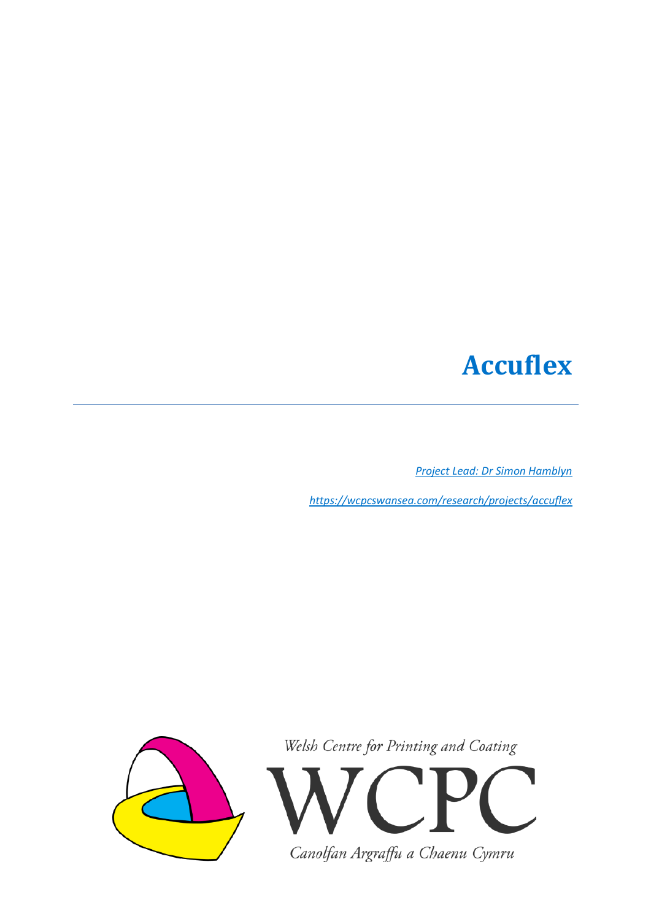# Accuflex

*[Project Lead: Dr Simon Hamblyn]*

*[https://wcpcswansea.com/research/projects/accuflex](https://wcpcswansea.com/research/projects/accuflex)*

Welsh Centre for Printing and Coating

WCPC

Canolfan Argraffu a Chaenu Cymru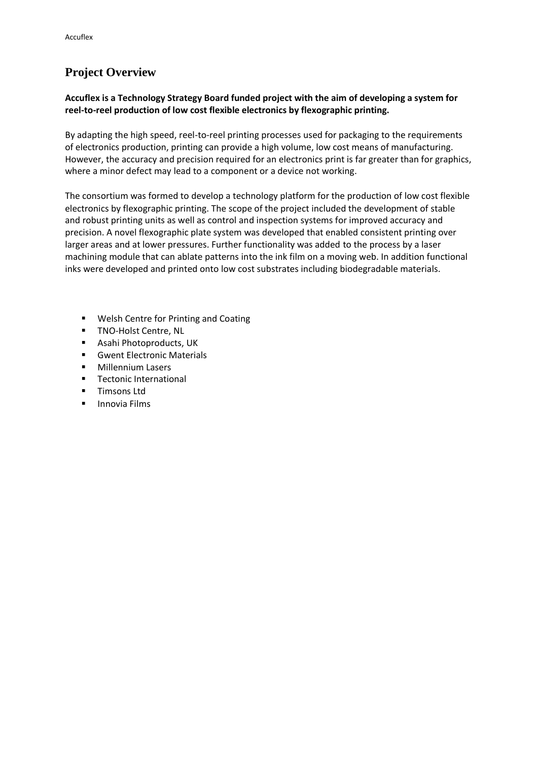## Project Overview

**Accuflex is a Technology Strategy Board funded project with the aim of developing a system for reel-to-reel production of low cost flexible electronics by flexographic printing.**

By adapting the high speed, reel-to-reel printing processes used for packaging to the requirements of electronics production, printing can provide a high volume, low cost means of manufacturing. However, the accuracy and precision required for an electronics print is far greater than for graphics, where a minor defect may lead to a component or a device not working.

The consortium was formed to develop a technology platform for the production of low cost flexible electronics by flexographic printing. The scope of the project included the development of stable and robust printing units as well as control and inspection systems for improved accuracy and precision. A novel flexographic plate system was developed that enabled consistent printing over larger areas and at lower pressures. Further functionality was added to the process by a laser machining module that can ablate patterns into the ink film on a moving web. In addition functional inks were developed and printed onto low cost substrates including biodegradable materials.

- Welsh Centre for Printing and Coating
- TNO-Holst Centre, NL
- Asahi Photoproducts, UK
- Gwent Electronic Materials
- Millennium Lasers
- Tectonic International
- Timsons Ltd
- Innovia Films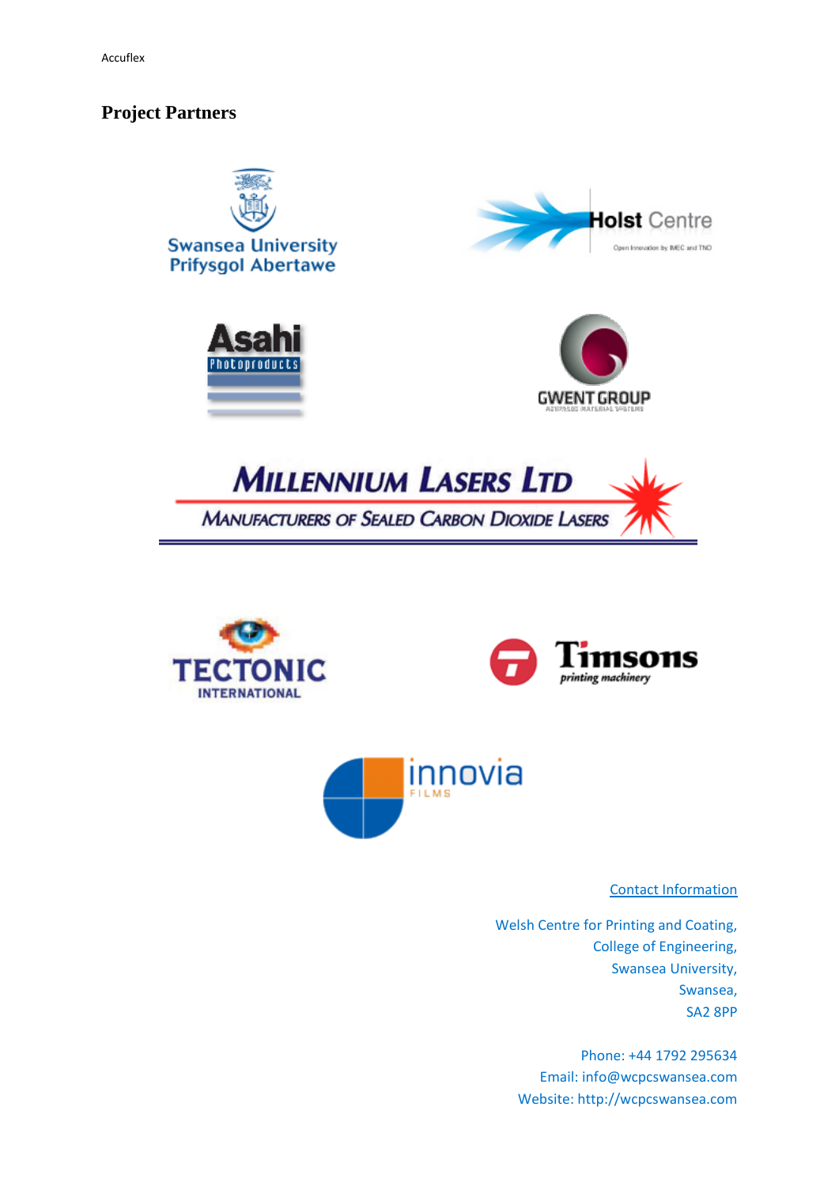## Project Partners

Contact Information

Welsh Centre for Printing and Coating,
College of Engineering,
Swansea University,
Swansea,
SA2 8PP

Phone: +44 1792 295634
Email: info@wcpcswansea.com
Website: http://wcpcswansea.com